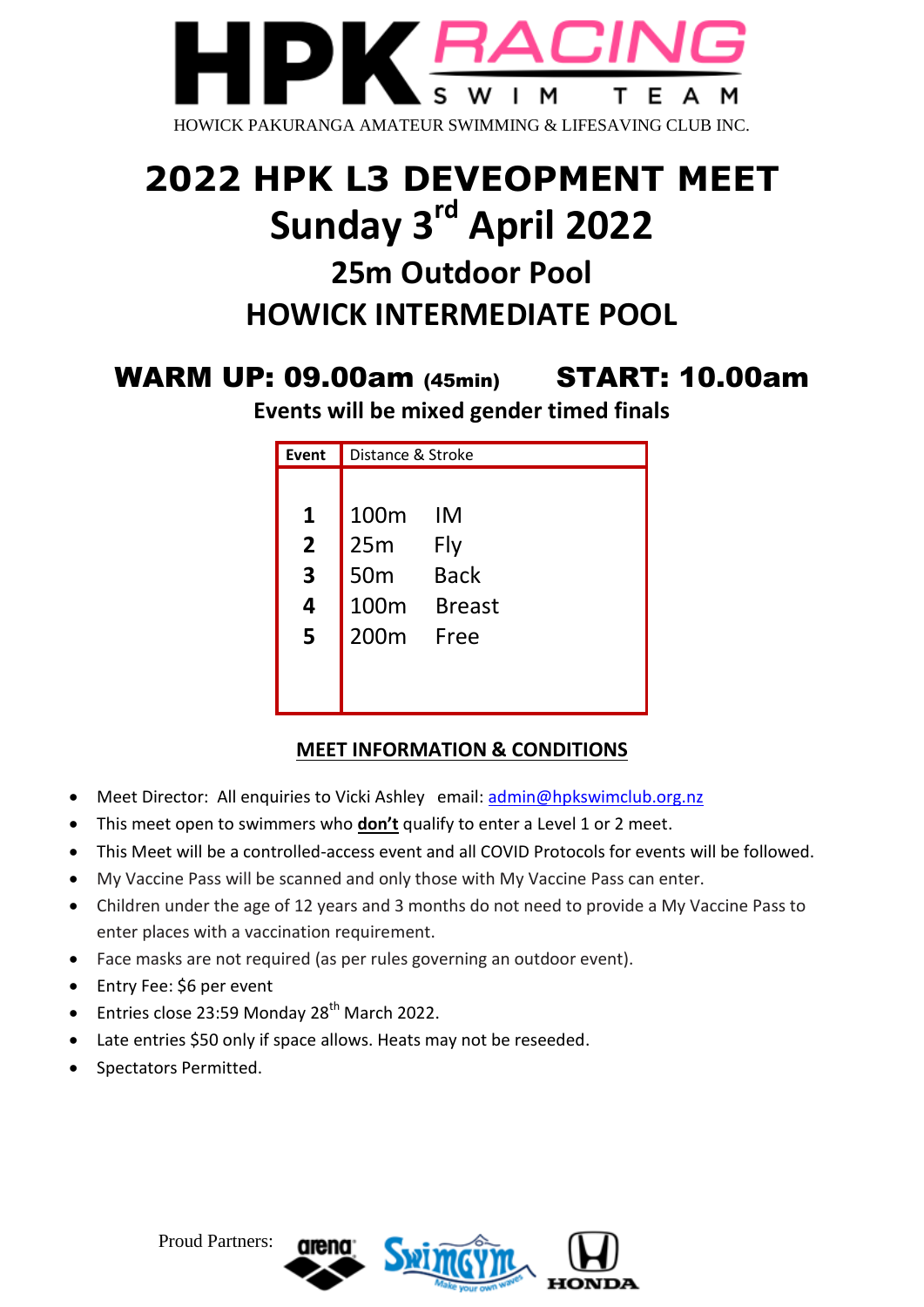# HPK RACING SWIM TEAM

HOWICK PAKURANGA AMATEUR SWIMMING & LIFESAVING CLUB INC.

# 2022 HPK L3 DEVEOPMENT MEET
# Sunday 3rd April 2022
## 25m Outdoor Pool
## HOWICK INTERMEDIATE POOL

**WARM UP: 09.00am (45min)** **START: 10.00am**

**Events will be mixed gender timed finals**

| Event | Distance & Stroke |
|---|---|
| **1** | 100m IM |
| **2** | 25m Fly |
| **3** | 50m Back |
| **4** | 100m Breast |
| **5** | 200m Free |

**MEET INFORMATION & CONDITIONS**

- Meet Director: All enquiries to Vicki Ashley email: admin@hpkswimclub.org.nz
- This meet open to swimmers who **don't** qualify to enter a Level 1 or 2 meet.
- This Meet will be a controlled-access event and all COVID Protocols for events will be followed.
- My Vaccine Pass will be scanned and only those with My Vaccine Pass can enter.
- Children under the age of 12 years and 3 months do not need to provide a My Vaccine Pass to enter places with a vaccination requirement.
- Face masks are not required (as per rules governing an outdoor event).
- Entry Fee: $6 per event
- Entries close 23:59 Monday 28th March 2022.
- Late entries $50 only if space allows. Heats may not be reseeded.
- Spectators Permitted.

Proud Partners: arena, SwimGym, HONDA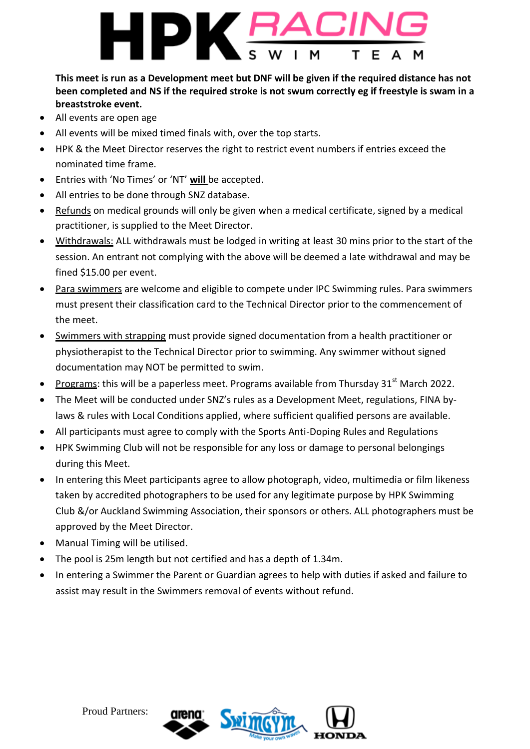**This meet is run as a Development meet but DNF will be given if the required distance has not been completed and NS if the required stroke is not swum correctly eg if freestyle is swam in a breaststroke event.**

- All events are open age
- All events will be mixed timed finals with, over the top starts.
- HPK & the Meet Director reserves the right to restrict event numbers if entries exceed the nominated time frame.
- Entries with 'No Times' or 'NT' **will** be accepted.
- All entries to be done through SNZ database.
- Refunds on medical grounds will only be given when a medical certificate, signed by a medical practitioner, is supplied to the Meet Director.
- Withdrawals: ALL withdrawals must be lodged in writing at least 30 mins prior to the start of the session. An entrant not complying with the above will be deemed a late withdrawal and may be fined $15.00 per event.
- Para swimmers are welcome and eligible to compete under IPC Swimming rules. Para swimmers must present their classification card to the Technical Director prior to the commencement of the meet.
- Swimmers with strapping must provide signed documentation from a health practitioner or physiotherapist to the Technical Director prior to swimming. Any swimmer without signed documentation may NOT be permitted to swim.
- Programs: this will be a paperless meet. Programs available from Thursday 31st March 2022.
- The Meet will be conducted under SNZ's rules as a Development Meet, regulations, FINA by-laws & rules with Local Conditions applied, where sufficient qualified persons are available.
- All participants must agree to comply with the Sports Anti-Doping Rules and Regulations
- HPK Swimming Club will not be responsible for any loss or damage to personal belongings during this Meet.
- In entering this Meet participants agree to allow photograph, video, multimedia or film likeness taken by accredited photographers to be used for any legitimate purpose by HPK Swimming Club &/or Auckland Swimming Association, their sponsors or others. ALL photographers must be approved by the Meet Director.
- Manual Timing will be utilised.
- The pool is 25m length but not certified and has a depth of 1.34m.
- In entering a Swimmer the Parent or Guardian agrees to help with duties if asked and failure to assist may result in the Swimmers removal of events without refund.

Proud Partners: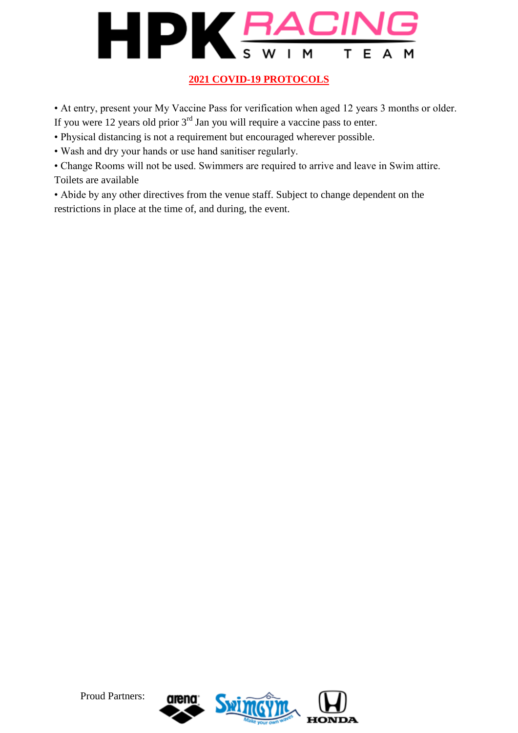# HPK RACING SWIM TEAM

## 2021 COVID-19 PROTOCOLS

- At entry, present your My Vaccine Pass for verification when aged 12 years 3 months or older. If you were 12 years old prior 3rd Jan you will require a vaccine pass to enter.
- Physical distancing is not a requirement but encouraged wherever possible.
- Wash and dry your hands or use hand sanitiser regularly.
- Change Rooms will not be used. Swimmers are required to arrive and leave in Swim attire. Toilets are available
- Abide by any other directives from the venue staff. Subject to change dependent on the restrictions in place at the time of, and during, the event.

Proud Partners: arena, SwimGym, Honda